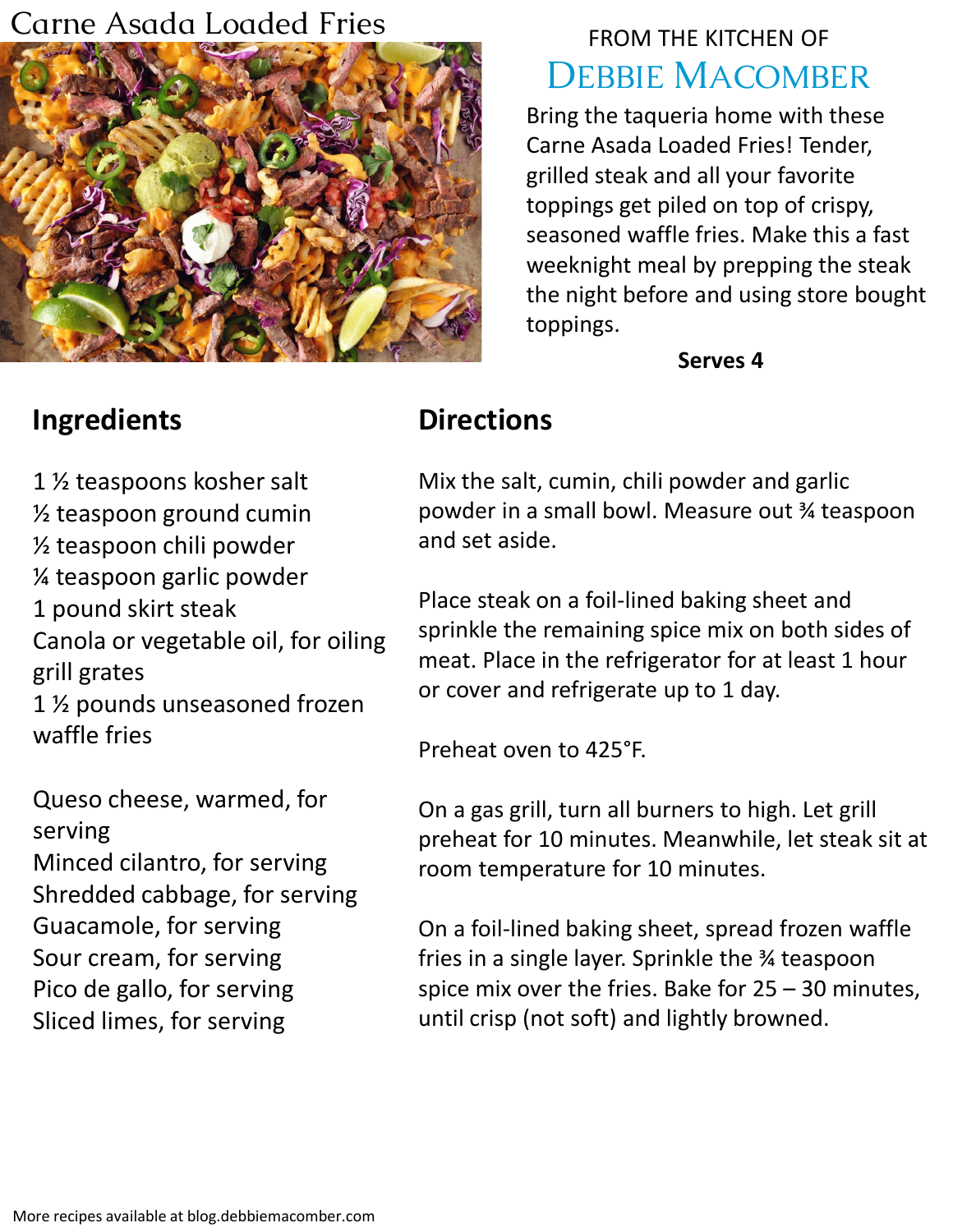# Carne Asada Loaded Fries

FROM THE KITCHEN OF

## Debbie Macomber

Bring the taqueria home with these Carne Asada Loaded Fries! Tender, grilled steak and all your favorite toppings get piled on top of crispy, seasoned waffle fries. Make this a fast weeknight meal by prepping the steak the night before and using store bought toppings.

**Serves 4**

## Ingredients

1 ½ teaspoons kosher salt
½ teaspoon ground cumin
½ teaspoon chili powder
¼ teaspoon garlic powder
1 pound skirt steak
Canola or vegetable oil, for oiling grill grates
1 ½ pounds unseasoned frozen waffle fries

Queso cheese, warmed, for serving
Minced cilantro, for serving
Shredded cabbage, for serving
Guacamole, for serving
Sour cream, for serving
Pico de gallo, for serving
Sliced limes, for serving

## Directions

Mix the salt, cumin, chili powder and garlic powder in a small bowl. Measure out ¾ teaspoon and set aside.

Place steak on a foil-lined baking sheet and sprinkle the remaining spice mix on both sides of meat. Place in the refrigerator for at least 1 hour or cover and refrigerate up to 1 day.

Preheat oven to 425°F.

On a gas grill, turn all burners to high. Let grill preheat for 10 minutes. Meanwhile, let steak sit at room temperature for 10 minutes.

On a foil-lined baking sheet, spread frozen waffle fries in a single layer. Sprinkle the ¾ teaspoon spice mix over the fries. Bake for 25 – 30 minutes, until crisp (not soft) and lightly browned.

More recipes available at blog.debbiemacomber.com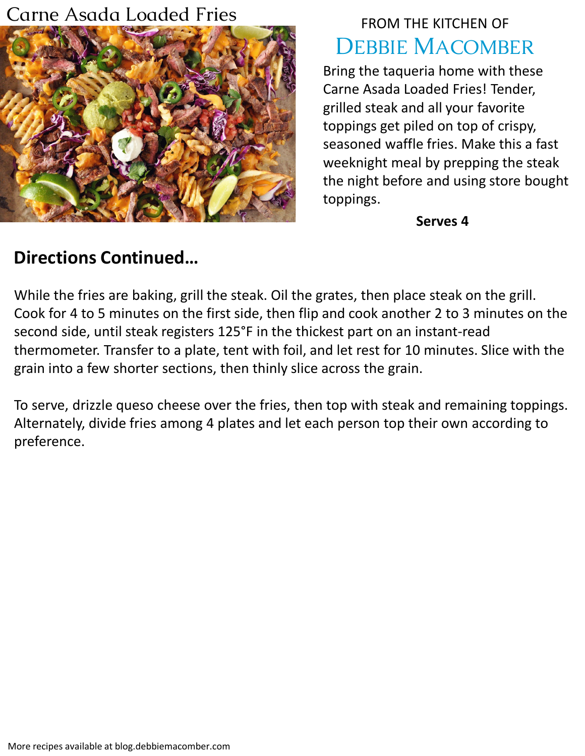# Carne Asada Loaded Fries

FROM THE KITCHEN OF

## Debbie Macomber

Bring the taqueria home with these Carne Asada Loaded Fries! Tender, grilled steak and all your favorite toppings get piled on top of crispy, seasoned waffle fries. Make this a fast weeknight meal by prepping the steak the night before and using store bought toppings.

**Serves 4**

## Directions Continued…

While the fries are baking, grill the steak. Oil the grates, then place steak on the grill. Cook for 4 to 5 minutes on the first side, then flip and cook another 2 to 3 minutes on the second side, until steak registers 125°F in the thickest part on an instant-read thermometer. Transfer to a plate, tent with foil, and let rest for 10 minutes. Slice with the grain into a few shorter sections, then thinly slice across the grain.

To serve, drizzle queso cheese over the fries, then top with steak and remaining toppings. Alternately, divide fries among 4 plates and let each person top their own according to preference.

More recipes available at blog.debbiemacomber.com